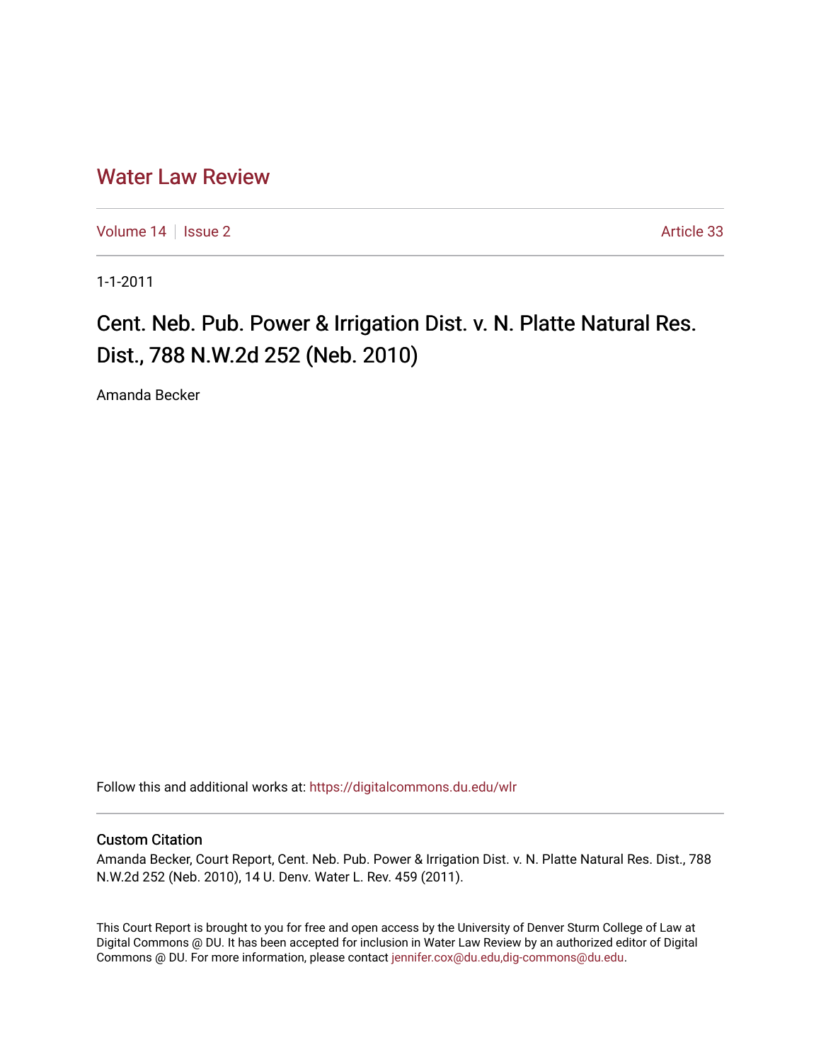# Water Law Review

Volume 14 | Issue 2 | Article 33

1-1-2011

## Cent. Neb. Pub. Power & Irrigation Dist. v. N. Platte Natural Res. Dist., 788 N.W.2d 252 (Neb. 2010)

Amanda Becker

Follow this and additional works at: https://digitalcommons.du.edu/wlr

### Custom Citation

Amanda Becker, Court Report, Cent. Neb. Pub. Power & Irrigation Dist. v. N. Platte Natural Res. Dist., 788 N.W.2d 252 (Neb. 2010), 14 U. Denv. Water L. Rev. 459 (2011).

This Court Report is brought to you for free and open access by the University of Denver Sturm College of Law at Digital Commons @ DU. It has been accepted for inclusion in Water Law Review by an authorized editor of Digital Commons @ DU. For more information, please contact jennifer.cox@du.edu,dig-commons@du.edu.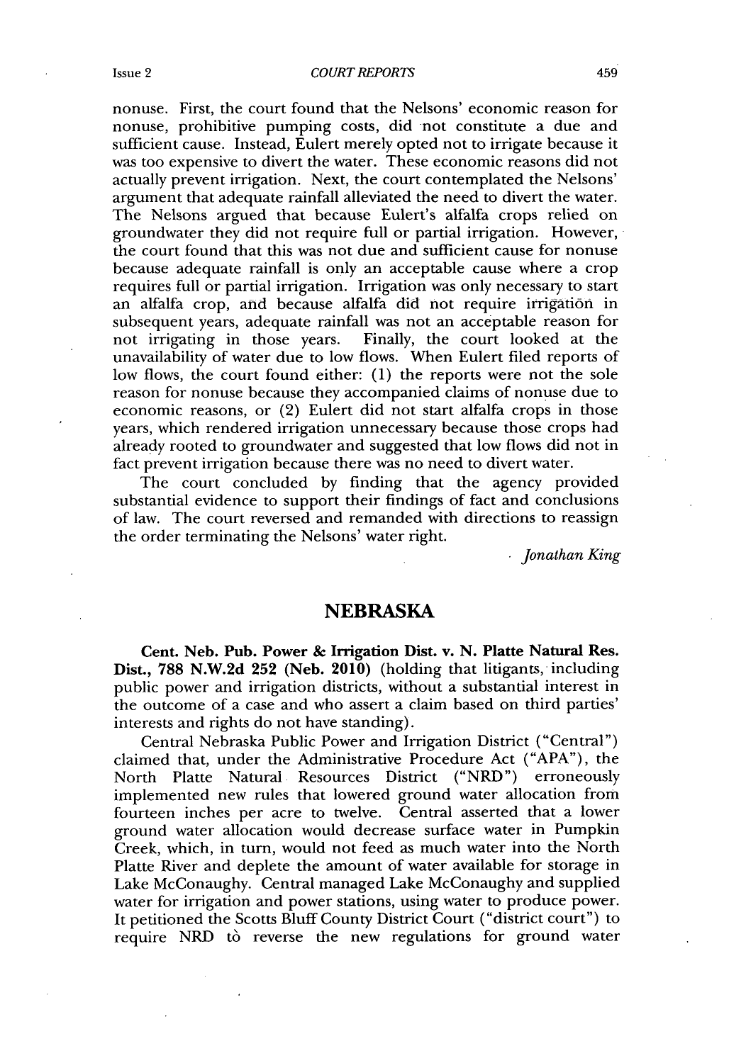nonuse. First, the court found that the Nelsons' economic reason for nonuse, prohibitive pumping costs, did not constitute a due and sufficient cause. Instead, Eulert merely opted not to irrigate because it was too expensive to divert the water. These economic reasons did not actually prevent irrigation. Next, the court contemplated the Nelsons' argument that adequate rainfall alleviated the need to divert the water. The Nelsons argued that because Eulert's alfalfa crops relied on groundwater they did not require full or partial irrigation. However, the court found that this was not due and sufficient cause for nonuse because adequate rainfall is only an acceptable cause where a crop requires full or partial irrigation. Irrigation was only necessary to start an alfalfa crop, and because alfalfa did not require irrigation in subsequent years, adequate rainfall was not an acceptable reason for not irrigating in those years. Finally, the court looked at the unavailability of water due to low flows. When Eulert filed reports of low flows, the court found either: (1) the reports were not the sole reason for nonuse because they accompanied claims of nonuse due to economic reasons, or (2) Eulert did not start alfalfa crops in those years, which rendered irrigation unnecessary because those crops had already rooted to groundwater and suggested that low flows did not in fact prevent irrigation because there was no need to divert water.

The court concluded by finding that the agency provided substantial evidence to support their findings of fact and conclusions of law. The court reversed and remanded with directions to reassign the order terminating the Nelsons' water right.

*Jonathan King*

## NEBRASKA

**Cent. Neb. Pub. Power & Irrigation Dist. v. N. Platte Natural Res. Dist., 788 N.W.2d 252 (Neb. 2010)** (holding that litigants, including public power and irrigation districts, without a substantial interest in the outcome of a case and who assert a claim based on third parties' interests and rights do not have standing).

Central Nebraska Public Power and Irrigation District ("Central") claimed that, under the Administrative Procedure Act ("APA"), the North Platte Natural Resources District ("NRD") erroneously implemented new rules that lowered ground water allocation from fourteen inches per acre to twelve. Central asserted that a lower ground water allocation would decrease surface water in Pumpkin Creek, which, in turn, would not feed as much water into the North Platte River and deplete the amount of water available for storage in Lake McConaughy. Central managed Lake McConaughy and supplied water for irrigation and power stations, using water to produce power. It petitioned the Scotts Bluff County District Court ("district court") to require NRD to reverse the new regulations for ground water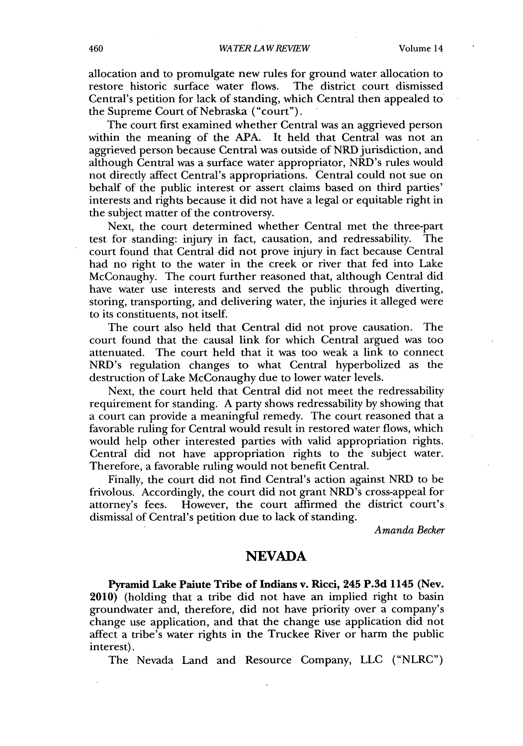allocation and to promulgate new rules for ground water allocation to restore historic surface water flows. The district court dismissed Central's petition for lack of standing, which Central then appealed to the Supreme Court of Nebraska ("court").

The court first examined whether Central was an aggrieved person within the meaning of the APA. It held that Central was not an aggrieved person because Central was outside of NRD jurisdiction, and although Central was a surface water appropriator, NRD's rules would not directly affect Central's appropriations. Central could not sue on behalf of the public interest or assert claims based on third parties' interests and rights because it did not have a legal or equitable right in the subject matter of the controversy.

Next, the court determined whether Central met the three-part test for standing: injury in fact, causation, and redressability. The court found that Central did not prove injury in fact because Central had no right to the water in the creek or river that fed into Lake McConaughy. The court further reasoned that, although Central did have water use interests and served the public through diverting, storing, transporting, and delivering water, the injuries it alleged were to its constituents, not itself.

The court also held that Central did not prove causation. The court found that the causal link for which Central argued was too attenuated. The court held that it was too weak a link to connect NRD's regulation changes to what Central hyperbolized as the destruction of Lake McConaughy due to lower water levels.

Next, the court held that Central did not meet the redressability requirement for standing. A party shows redressability by showing that a court can provide a meaningful remedy. The court reasoned that a favorable ruling for Central would result in restored water flows, which would help other interested parties with valid appropriation rights. Central did not have appropriation rights to the subject water. Therefore, a favorable ruling would not benefit Central.

Finally, the court did not find Central's action against NRD to be frivolous. Accordingly, the court did not grant NRD's cross-appeal for attorney's fees. However, the court affirmed the district court's dismissal of Central's petition due to lack of standing.

*Amanda Becker*

## NEVADA

**Pyramid Lake Paiute Tribe of Indians v. Ricci, 245 P.3d 1145 (Nev. 2010)** (holding that a tribe did not have an implied right to basin groundwater and, therefore, did not have priority over a company's change use application, and that the change use application did not affect a tribe's water rights in the Truckee River or harm the public interest).

The Nevada Land and Resource Company, LLC ("NLRC")